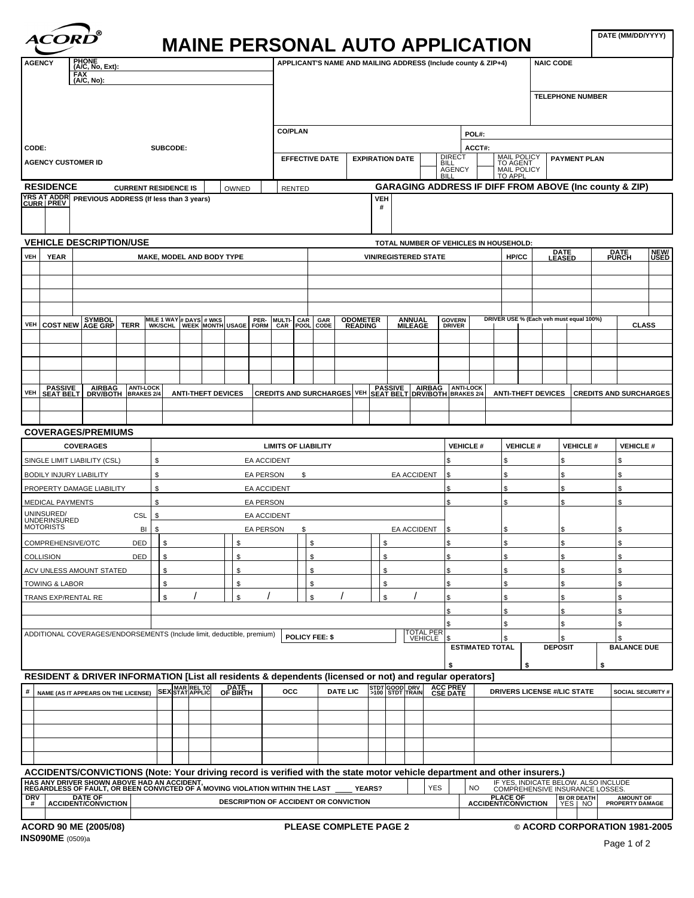ACORD®

# MAINE PERSONAL AUTO APPLICATION

| DATE (MM/DD/YYYY) |
|---|
| |

| AGENCY | PHONE (A/C, No, Ext): | APPLICANT'S NAME AND MAILING ADDRESS (Include county & ZIP+4) | NAIC CODE |
|---|---|---|---|
| | FAX (A/C, No): | | TELEPHONE NUMBER |
| | | CO/PLAN | POL#: |
| CODE: | SUBCODE: | | ACCT#: |
| AGENCY CUSTOMER ID | | EFFECTIVE DATE / EXPIRATION DATE / DIRECT BILL / AGENCY BILL / MAIL POLICY TO AGENT / MAIL POLICY TO APPL | PAYMENT PLAN |

## RESIDENCE

CURRENT RESIDENCE IS [ ] OWNED [ ] RENTED

GARAGING ADDRESS IF DIFF FROM ABOVE (Inc county & ZIP)

| YRS AT ADDR CURR | YRS AT ADDR PREV | PREVIOUS ADDRESS (If less than 3 years) | VEH # | GARAGING ADDRESS |
|---|---|---|---|---|
| | | | | |

## VEHICLE DESCRIPTION/USE

TOTAL NUMBER OF VEHICLES IN HOUSEHOLD:

| VEH | YEAR | MAKE, MODEL AND BODY TYPE | VIN/REGISTERED STATE | HP/CC | DATE LEASED | DATE PURCH | NEW/USED |
|---|---|---|---|---|---|---|---|
| | | | | | | | |
| | | | | | | | |
| | | | | | | | |
| | | | | | | | |

| VEH | COST NEW | SYMBOL AGE GRP | TERR | MILE 1 WAY WK/SCHL | # DAYS WEEK | # WKS MONTH | USAGE | PER-FORM | MULTI-CAR | CAR POOL | GAR CODE | ODOMETER READING | ANNUAL MILEAGE | GOVERN DRIVER | DRIVER USE % (Each veh must equal 100%) | | | | | | CLASS |
|---|---|---|---|---|---|---|---|---|---|---|---|---|---|---|---|---|---|---|---|---|---|
| | | | | | | | | | | | | | | | | | | | | | |
| | | | | | | | | | | | | | | | | | | | | | |
| | | | | | | | | | | | | | | | | | | | | | |
| | | | | | | | | | | | | | | | | | | | | | |

| VEH | PASSIVE SEAT BELT | AIRBAG DRV/BOTH | ANTI-LOCK BRAKES 2/4 | ANTI-THEFT DEVICES | CREDITS AND SURCHARGES | VEH | PASSIVE SEAT BELT | AIRBAG DRV/BOTH | ANTI-LOCK BRAKES 2/4 | ANTI-THEFT DEVICES | CREDITS AND SURCHARGES |
|---|---|---|---|---|---|---|---|---|---|---|---|
| | | | | | | | | | | | |
| | | | | | | | | | | | |

## COVERAGES/PREMIUMS

| COVERAGES | | LIMITS OF LIABILITY | VEHICLE # | VEHICLE # | VEHICLE # | VEHICLE # |
|---|---|---|---|---|---|---|
| SINGLE LIMIT LIABILITY (CSL) | | $ EA ACCIDENT | $ | $ | $ | $ |
| BODILY INJURY LIABILITY | | $ EA PERSON $ EA ACCIDENT | $ | $ | $ | $ |
| PROPERTY DAMAGE LIABILITY | | $ EA ACCIDENT | $ | $ | $ | $ |
| MEDICAL PAYMENTS | | $ EA PERSON | $ | $ | $ | $ |
| UNINSURED/ UNDERINSURED MOTORISTS | CSL | $ EA ACCIDENT | | | | |
| | BI | $ EA PERSON $ EA ACCIDENT | $ | $ | $ | $ |
| COMPREHENSIVE/OTC | DED | $ \| $ \| $ \| $ | $ | $ | $ | $ |
| COLLISION | DED | $ \| $ \| $ \| $ | $ | $ | $ | $ |
| ACV UNLESS AMOUNT STATED | | $ \| $ \| $ \| $ | $ | $ | $ | $ |
| TOWING & LABOR | | $ \| $ \| $ \| $ | $ | $ | $ | $ |
| TRANS EXP/RENTAL RE | | $ / \| $ / \| $ / \| $ / | $ | $ | $ | $ |
| | | | $ | $ | $ | $ |
| | | | $ | $ | $ | $ |
| ADDITIONAL COVERAGES/ENDORSEMENTS (Include limit, deductible, premium) | | POLICY FEE: $ TOTAL PER VEHICLE | $ | $ | $ | $ |
| | | | ESTIMATED TOTAL | DEPOSIT | BALANCE DUE | |
| | | | $ | $ | $ | |

## RESIDENT & DRIVER INFORMATION [List all residents & dependents (licensed or not) and regular operators]

| # | NAME (AS IT APPEARS ON THE LICENSE) | SEX | MAR STAT | REL TO APPLIC | DATE OF BIRTH | OCC | DATE LIC | STDT >100 | GOOD STDT | DRV TRAIN | ACC PREV CSE DATE | DRIVERS LICENSE #/LIC STATE | SOCIAL SECURITY # |
|---|---|---|---|---|---|---|---|---|---|---|---|---|---|
| | | | | | | | | | | | | | |
| | | | | | | | | | | | | | |
| | | | | | | | | | | | | | |
| | | | | | | | | | | | | | |
| | | | | | | | | | | | | | |

## ACCIDENTS/CONVICTIONS (Note: Your driving record is verified with the state motor vehicle department and other insurers.)

HAS ANY DRIVER SHOWN ABOVE HAD AN ACCIDENT, REGARDLESS OF FAULT, OR BEEN CONVICTED OF A MOVING VIOLATION WITHIN THE LAST ____ YEARS? [ ] YES [ ] NO — IF YES, INDICATE BELOW. ALSO INCLUDE COMPREHENSIVE INSURANCE LOSSES.

| DRV # | DATE OF ACCIDENT/CONVICTION | DESCRIPTION OF ACCIDENT OR CONVICTION | PLACE OF ACCIDENT/CONVICTION | BI OR DEATH YES | BI OR DEATH NO | AMOUNT OF PROPERTY DAMAGE |
|---|---|---|---|---|---|---|
| | | | | | | |

ACORD 90 ME (2005/08) PLEASE COMPLETE PAGE 2 © ACORD CORPORATION 1981-2005

INS090ME (0509)a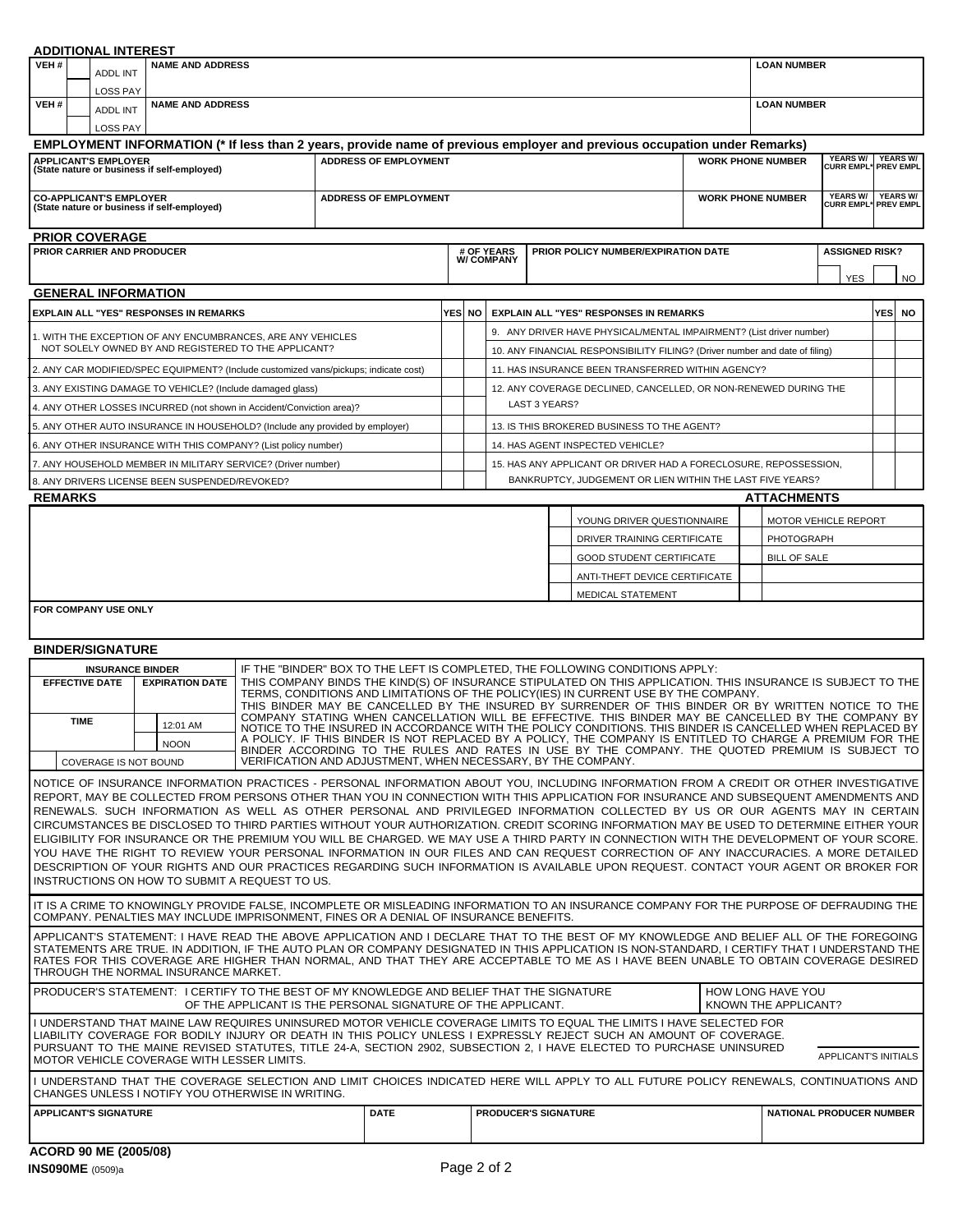## ADDITIONAL INTEREST

| VEH # | | | NAME AND ADDRESS | LOAN NUMBER |
|---|---|---|---|---|
| | | ADDL INT | | |
| | | LOSS PAY | | |
| VEH # | | ADDL INT | NAME AND ADDRESS | LOAN NUMBER |
| | | LOSS PAY | | |

## EMPLOYMENT INFORMATION (* If less than 2 years, provide name of previous employer and previous occupation under Remarks)

| APPLICANT'S EMPLOYER (State nature or business if self-employed) | ADDRESS OF EMPLOYMENT | WORK PHONE NUMBER | YEARS W/ CURR EMPL* | YEARS W/ PREV EMPL |
|---|---|---|---|---|
| | | | | |
| **CO-APPLICANT'S EMPLOYER (State nature or business if self-employed)** | **ADDRESS OF EMPLOYMENT** | **WORK PHONE NUMBER** | **YEARS W/ CURR EMPL*** | **YEARS W/ PREV EMPL** |
| | | | | |

## PRIOR COVERAGE

| PRIOR CARRIER AND PRODUCER | # OF YEARS W/ COMPANY | PRIOR POLICY NUMBER/EXPIRATION DATE | ASSIGNED RISK? |
|---|---|---|---|
| | | | YES / NO |

## GENERAL INFORMATION

| EXPLAIN ALL "YES" RESPONSES IN REMARKS | YES | NO | EXPLAIN ALL "YES" RESPONSES IN REMARKS | YES | NO |
|---|---|---|---|---|---|
| 1. WITH THE EXCEPTION OF ANY ENCUMBRANCES, ARE ANY VEHICLES NOT SOLELY OWNED BY AND REGISTERED TO THE APPLICANT? | | | 9. ANY DRIVER HAVE PHYSICAL/MENTAL IMPAIRMENT? (List driver number) | | |
| | | | 10. ANY FINANCIAL RESPONSIBILITY FILING? (Driver number and date of filing) | | |
| 2. ANY CAR MODIFIED/SPEC EQUIPMENT? (Include customized vans/pickups; indicate cost) | | | 11. HAS INSURANCE BEEN TRANSFERRED WITHIN AGENCY? | | |
| 3. ANY EXISTING DAMAGE TO VEHICLE? (Include damaged glass) | | | 12. ANY COVERAGE DECLINED, CANCELLED, OR NON-RENEWED DURING THE LAST 3 YEARS? | | |
| 4. ANY OTHER LOSSES INCURRED (not shown in Accident/Conviction area)? | | | | | |
| 5. ANY OTHER AUTO INSURANCE IN HOUSEHOLD? (Include any provided by employer) | | | 13. IS THIS BROKERED BUSINESS TO THE AGENT? | | |
| 6. ANY OTHER INSURANCE WITH THIS COMPANY? (List policy number) | | | 14. HAS AGENT INSPECTED VEHICLE? | | |
| 7. ANY HOUSEHOLD MEMBER IN MILITARY SERVICE? (Driver number) | | | 15. HAS ANY APPLICANT OR DRIVER HAD A FORECLOSURE, REPOSSESSION, BANKRUPTCY, JUDGEMENT OR LIEN WITHIN THE LAST FIVE YEARS? | | |
| 8. ANY DRIVERS LICENSE BEEN SUSPENDED/REVOKED? | | | | | |

## REMARKS

## ATTACHMENTS

| | | | |
|---|---|---|---|
| | YOUNG DRIVER QUESTIONNAIRE | | MOTOR VEHICLE REPORT |
| | DRIVER TRAINING CERTIFICATE | | PHOTOGRAPH |
| | GOOD STUDENT CERTIFICATE | | BILL OF SALE |
| | ANTI-THEFT DEVICE CERTIFICATE | | |
| | MEDICAL STATEMENT | | |

**FOR COMPANY USE ONLY**

## BINDER/SIGNATURE

| INSURANCE BINDER | | |
|---|---|---|
| EFFECTIVE DATE | EXPIRATION DATE | |
| TIME | 12:01 AM | |
| | NOON | |
| COVERAGE IS NOT BOUND | | |

IF THE "BINDER" BOX TO THE LEFT IS COMPLETED, THE FOLLOWING CONDITIONS APPLY:
THIS COMPANY BINDS THE KIND(S) OF INSURANCE STIPULATED ON THIS APPLICATION. THIS INSURANCE IS SUBJECT TO THE TERMS, CONDITIONS AND LIMITATIONS OF THE POLICY(IES) IN CURRENT USE BY THE COMPANY.
THIS BINDER MAY BE CANCELLED BY THE INSURED BY SURRENDER OF THIS BINDER OR BY WRITTEN NOTICE TO THE COMPANY STATING WHEN CANCELLATION WILL BE EFFECTIVE. THIS BINDER MAY BE CANCELLED BY THE COMPANY BY NOTICE TO THE INSURED IN ACCORDANCE WITH THE POLICY CONDITIONS. THIS BINDER IS CANCELLED WHEN REPLACED BY A POLICY. IF THIS BINDER IS NOT REPLACED BY A POLICY, THE COMPANY IS ENTITLED TO CHARGE A PREMIUM FOR THE BINDER ACCORDING TO THE RULES AND RATES IN USE BY THE COMPANY. THE QUOTED PREMIUM IS SUBJECT TO VERIFICATION AND ADJUSTMENT, WHEN NECESSARY, BY THE COMPANY.

NOTICE OF INSURANCE INFORMATION PRACTICES - PERSONAL INFORMATION ABOUT YOU, INCLUDING INFORMATION FROM A CREDIT OR OTHER INVESTIGATIVE REPORT, MAY BE COLLECTED FROM PERSONS OTHER THAN YOU IN CONNECTION WITH THIS APPLICATION FOR INSURANCE AND SUBSEQUENT AMENDMENTS AND RENEWALS. SUCH INFORMATION AS WELL AS OTHER PERSONAL AND PRIVILEGED INFORMATION COLLECTED BY US OR OUR AGENTS MAY IN CERTAIN CIRCUMSTANCES BE DISCLOSED TO THIRD PARTIES WITHOUT YOUR AUTHORIZATION. CREDIT SCORING INFORMATION MAY BE USED TO DETERMINE EITHER YOUR ELIGIBILITY FOR INSURANCE OR THE PREMIUM YOU WILL BE CHARGED. WE MAY USE A THIRD PARTY IN CONNECTION WITH THE DEVELOPMENT OF YOUR SCORE. YOU HAVE THE RIGHT TO REVIEW YOUR PERSONAL INFORMATION IN OUR FILES AND CAN REQUEST CORRECTION OF ANY INACCURACIES. A MORE DETAILED DESCRIPTION OF YOUR RIGHTS AND OUR PRACTICES REGARDING SUCH INFORMATION IS AVAILABLE UPON REQUEST. CONTACT YOUR AGENT OR BROKER FOR INSTRUCTIONS ON HOW TO SUBMIT A REQUEST TO US.

IT IS A CRIME TO KNOWINGLY PROVIDE FALSE, INCOMPLETE OR MISLEADING INFORMATION TO AN INSURANCE COMPANY FOR THE PURPOSE OF DEFRAUDING THE COMPANY. PENALTIES MAY INCLUDE IMPRISONMENT, FINES OR A DENIAL OF INSURANCE BENEFITS.

APPLICANT'S STATEMENT: I HAVE READ THE ABOVE APPLICATION AND I DECLARE THAT TO THE BEST OF MY KNOWLEDGE AND BELIEF ALL OF THE FOREGOING STATEMENTS ARE TRUE. IN ADDITION, IF THE AUTO PLAN OR COMPANY DESIGNATED IN THIS APPLICATION IS NON-STANDARD, I CERTIFY THAT I UNDERSTAND THE RATES FOR THIS COVERAGE ARE HIGHER THAN NORMAL, AND THAT THEY ARE ACCEPTABLE TO ME AS I HAVE BEEN UNABLE TO OBTAIN COVERAGE DESIRED THROUGH THE NORMAL INSURANCE MARKET.

PRODUCER'S STATEMENT: I CERTIFY TO THE BEST OF MY KNOWLEDGE AND BELIEF THAT THE SIGNATURE OF THE APPLICANT IS THE PERSONAL SIGNATURE OF THE APPLICANT. — HOW LONG HAVE YOU KNOWN THE APPLICANT?

I UNDERSTAND THAT MAINE LAW REQUIRES UNINSURED MOTOR VEHICLE COVERAGE LIMITS TO EQUAL THE LIMITS I HAVE SELECTED FOR LIABILITY COVERAGE FOR BODILY INJURY OR DEATH IN THIS POLICY UNLESS I EXPRESSLY REJECT SUCH AN AMOUNT OF COVERAGE. PURSUANT TO THE MAINE REVISED STATUTES, TITLE 24-A, SECTION 2902, SUBSECTION 2, I HAVE ELECTED TO PURCHASE UNINSURED MOTOR VEHICLE COVERAGE WITH LESSER LIMITS. — APPLICANT'S INITIALS

I UNDERSTAND THAT THE COVERAGE SELECTION AND LIMIT CHOICES INDICATED HERE WILL APPLY TO ALL FUTURE POLICY RENEWALS, CONTINUATIONS AND CHANGES UNLESS I NOTIFY YOU OTHERWISE IN WRITING.

| APPLICANT'S SIGNATURE | DATE | PRODUCER'S SIGNATURE | NATIONAL PRODUCER NUMBER |
|---|---|---|---|
| | | | |

**ACORD 90 ME (2005/08)**
**INS090ME** (0509)a